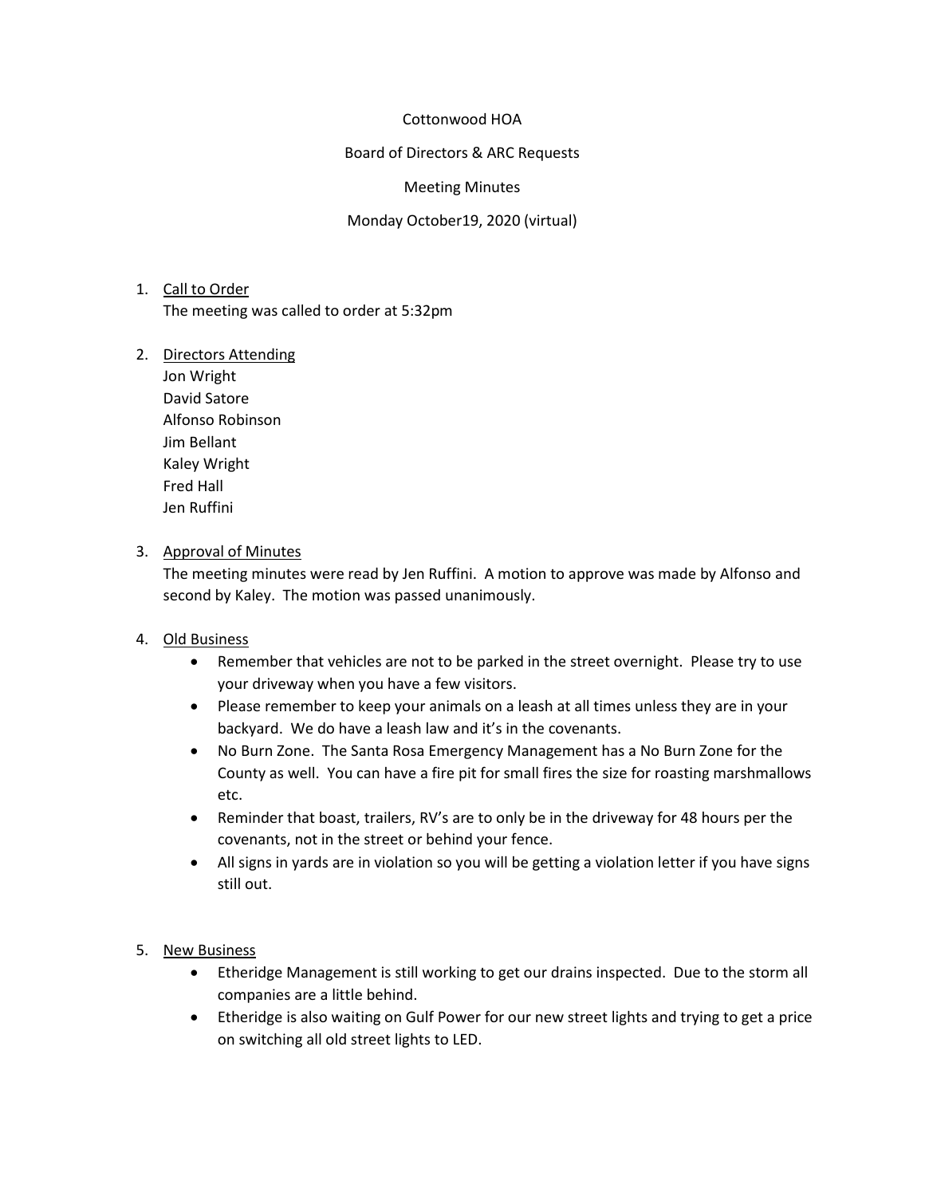Cottonwood HOA

Board of Directors & ARC Requests

Meeting Minutes

Monday October19, 2020 (virtual)

1. Call to Order
   The meeting was called to order at 5:32pm

2. Directors Attending
   Jon Wright
   David Satore
   Alfonso Robinson
   Jim Bellant
   Kaley Wright
   Fred Hall
   Jen Ruffini

3. Approval of Minutes
   The meeting minutes were read by Jen Ruffini. A motion to approve was made by Alfonso and second by Kaley. The motion was passed unanimously.

4. Old Business
   - Remember that vehicles are not to be parked in the street overnight. Please try to use your driveway when you have a few visitors.
   - Please remember to keep your animals on a leash at all times unless they are in your backyard. We do have a leash law and it's in the covenants.
   - No Burn Zone. The Santa Rosa Emergency Management has a No Burn Zone for the County as well. You can have a fire pit for small fires the size for roasting marshmallows etc.
   - Reminder that boast, trailers, RV's are to only be in the driveway for 48 hours per the covenants, not in the street or behind your fence.
   - All signs in yards are in violation so you will be getting a violation letter if you have signs still out.

5. New Business
   - Etheridge Management is still working to get our drains inspected. Due to the storm all companies are a little behind.
   - Etheridge is also waiting on Gulf Power for our new street lights and trying to get a price on switching all old street lights to LED.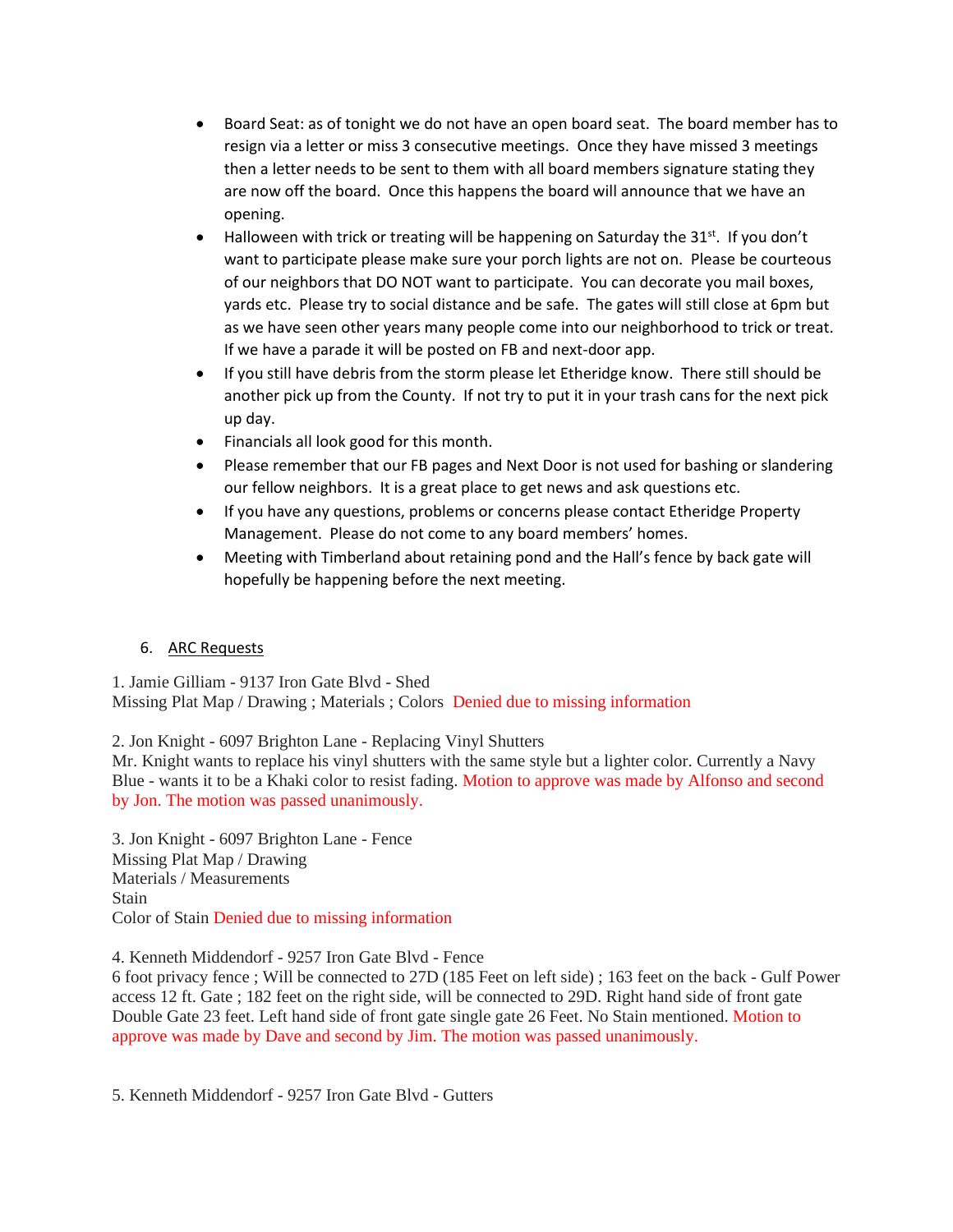- Board Seat: as of tonight we do not have an open board seat. The board member has to resign via a letter or miss 3 consecutive meetings. Once they have missed 3 meetings then a letter needs to be sent to them with all board members signature stating they are now off the board. Once this happens the board will announce that we have an opening.
- Halloween with trick or treating will be happening on Saturday the 31st. If you don't want to participate please make sure your porch lights are not on. Please be courteous of our neighbors that DO NOT want to participate. You can decorate you mail boxes, yards etc. Please try to social distance and be safe. The gates will still close at 6pm but as we have seen other years many people come into our neighborhood to trick or treat. If we have a parade it will be posted on FB and next-door app.
- If you still have debris from the storm please let Etheridge know. There still should be another pick up from the County. If not try to put it in your trash cans for the next pick up day.
- Financials all look good for this month.
- Please remember that our FB pages and Next Door is not used for bashing or slandering our fellow neighbors. It is a great place to get news and ask questions etc.
- If you have any questions, problems or concerns please contact Etheridge Property Management. Please do not come to any board members' homes.
- Meeting with Timberland about retaining pond and the Hall's fence by back gate will hopefully be happening before the next meeting.

6. ARC Requests

1. Jamie Gilliam - 9137 Iron Gate Blvd - Shed
Missing Plat Map / Drawing ; Materials ; Colors Denied due to missing information

2. Jon Knight - 6097 Brighton Lane - Replacing Vinyl Shutters
Mr. Knight wants to replace his vinyl shutters with the same style but a lighter color. Currently a Navy Blue - wants it to be a Khaki color to resist fading. Motion to approve was made by Alfonso and second by Jon. The motion was passed unanimously.

3. Jon Knight - 6097 Brighton Lane - Fence
Missing Plat Map / Drawing
Materials / Measurements
Stain
Color of Stain Denied due to missing information

4. Kenneth Middendorf - 9257 Iron Gate Blvd - Fence
6 foot privacy fence ; Will be connected to 27D (185 Feet on left side) ; 163 feet on the back - Gulf Power access 12 ft. Gate ; 182 feet on the right side, will be connected to 29D. Right hand side of front gate Double Gate 23 feet. Left hand side of front gate single gate 26 Feet. No Stain mentioned. Motion to approve was made by Dave and second by Jim. The motion was passed unanimously.

5. Kenneth Middendorf - 9257 Iron Gate Blvd - Gutters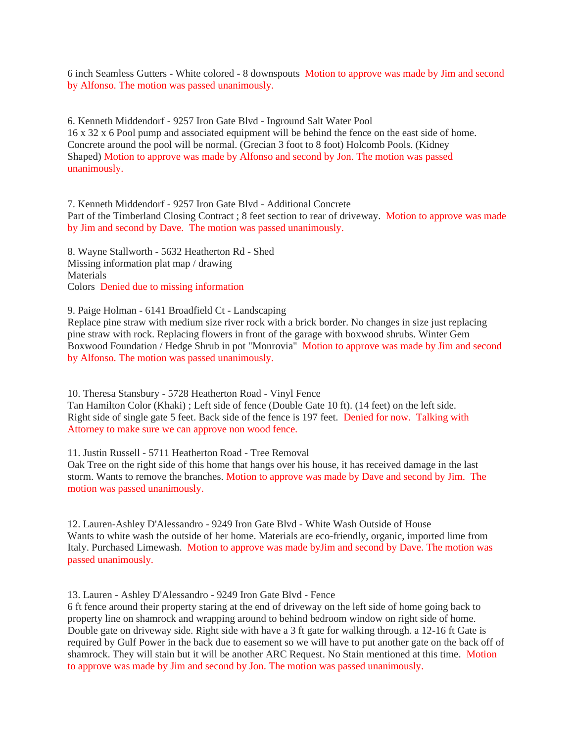6 inch Seamless Gutters - White colored - 8 downspouts Motion to approve was made by Jim and second by Alfonso. The motion was passed unanimously.

6. Kenneth Middendorf - 9257 Iron Gate Blvd - Inground Salt Water Pool
16 x 32 x 6 Pool pump and associated equipment will be behind the fence on the east side of home. Concrete around the pool will be normal. (Grecian 3 foot to 8 foot) Holcomb Pools. (Kidney Shaped) Motion to approve was made by Alfonso and second by Jon. The motion was passed unanimously.

7. Kenneth Middendorf - 9257 Iron Gate Blvd - Additional Concrete
Part of the Timberland Closing Contract ; 8 feet section to rear of driveway. Motion to approve was made by Jim and second by Dave. The motion was passed unanimously.

8. Wayne Stallworth - 5632 Heatherton Rd - Shed
Missing information plat map / drawing
Materials
Colors Denied due to missing information

9. Paige Holman - 6141 Broadfield Ct - Landscaping
Replace pine straw with medium size river rock with a brick border. No changes in size just replacing pine straw with rock. Replacing flowers in front of the garage with boxwood shrubs. Winter Gem Boxwood Foundation / Hedge Shrub in pot "Monrovia" Motion to approve was made by Jim and second by Alfonso. The motion was passed unanimously.

10. Theresa Stansbury - 5728 Heatherton Road - Vinyl Fence
Tan Hamilton Color (Khaki) ; Left side of fence (Double Gate 10 ft). (14 feet) on the left side. Right side of single gate 5 feet. Back side of the fence is 197 feet. Denied for now. Talking with Attorney to make sure we can approve non wood fence.

11. Justin Russell - 5711 Heatherton Road - Tree Removal
Oak Tree on the right side of this home that hangs over his house, it has received damage in the last storm. Wants to remove the branches. Motion to approve was made by Dave and second by Jim. The motion was passed unanimously.

12. Lauren-Ashley D'Alessandro - 9249 Iron Gate Blvd - White Wash Outside of House
Wants to white wash the outside of her home. Materials are eco-friendly, organic, imported lime from Italy. Purchased Limewash. Motion to approve was made byJim and second by Dave. The motion was passed unanimously.

13. Lauren - Ashley D'Alessandro - 9249 Iron Gate Blvd - Fence
6 ft fence around their property staring at the end of driveway on the left side of home going back to property line on shamrock and wrapping around to behind bedroom window on right side of home. Double gate on driveway side. Right side with have a 3 ft gate for walking through. a 12-16 ft Gate is required by Gulf Power in the back due to easement so we will have to put another gate on the back off of shamrock. They will stain but it will be another ARC Request. No Stain mentioned at this time. Motion to approve was made by Jim and second by Jon. The motion was passed unanimously.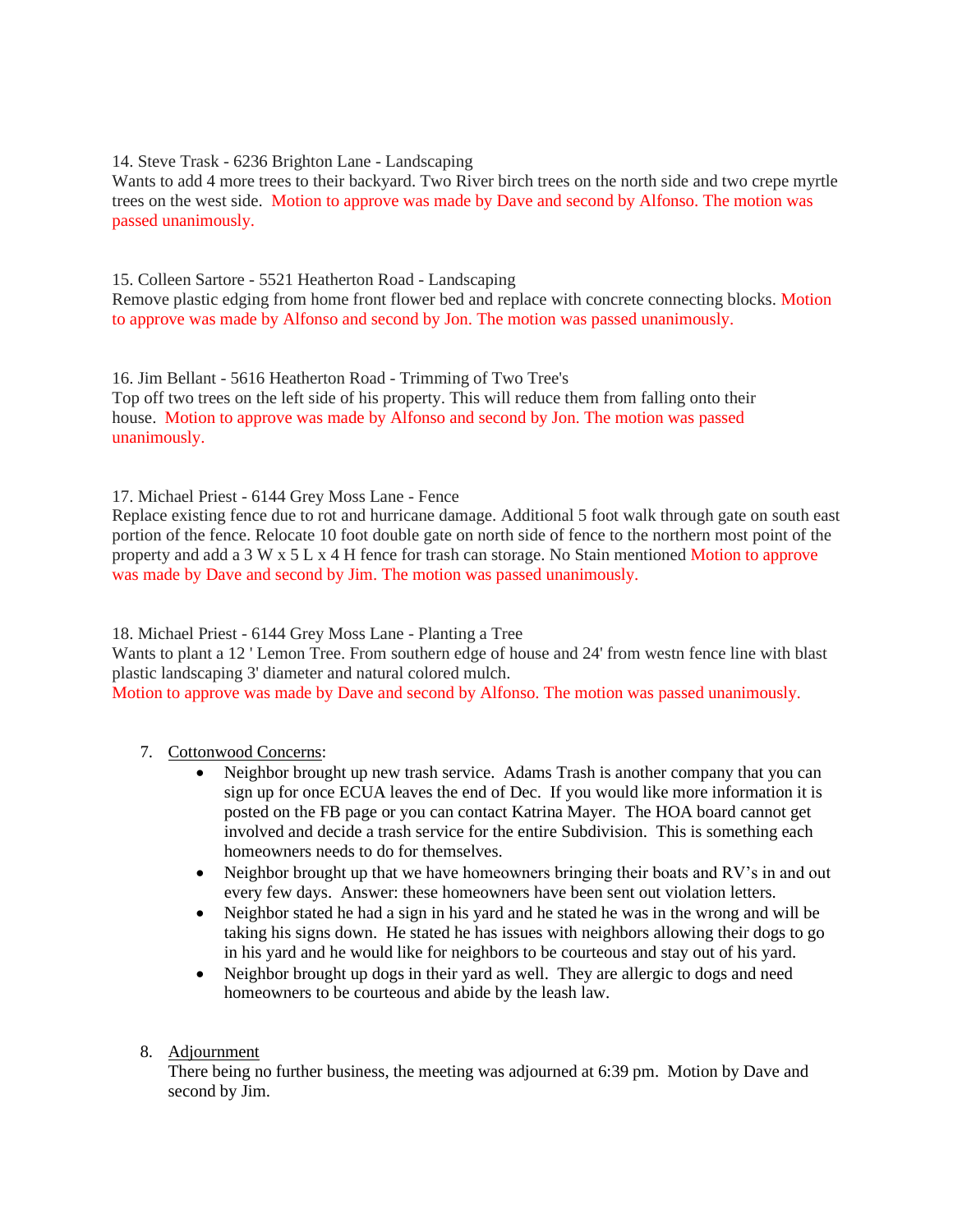14. Steve Trask - 6236 Brighton Lane - Landscaping
Wants to add 4 more trees to their backyard. Two River birch trees on the north side and two crepe myrtle trees on the west side. Motion to approve was made by Dave and second by Alfonso. The motion was passed unanimously.

15. Colleen Sartore - 5521 Heatherton Road - Landscaping
Remove plastic edging from home front flower bed and replace with concrete connecting blocks. Motion to approve was made by Alfonso and second by Jon. The motion was passed unanimously.

16. Jim Bellant - 5616 Heatherton Road - Trimming of Two Tree's
Top off two trees on the left side of his property. This will reduce them from falling onto their house. Motion to approve was made by Alfonso and second by Jon. The motion was passed unanimously.

17. Michael Priest - 6144 Grey Moss Lane - Fence
Replace existing fence due to rot and hurricane damage. Additional 5 foot walk through gate on south east portion of the fence. Relocate 10 foot double gate on north side of fence to the northern most point of the property and add a 3 W x 5 L x 4 H fence for trash can storage. No Stain mentioned Motion to approve was made by Dave and second by Jim. The motion was passed unanimously.

18. Michael Priest - 6144 Grey Moss Lane - Planting a Tree
Wants to plant a 12 ' Lemon Tree. From southern edge of house and 24' from westn fence line with blast plastic landscaping 3' diameter and natural colored mulch.
Motion to approve was made by Dave and second by Alfonso. The motion was passed unanimously.

7. Cottonwood Concerns:
    - Neighbor brought up new trash service. Adams Trash is another company that you can sign up for once ECUA leaves the end of Dec. If you would like more information it is posted on the FB page or you can contact Katrina Mayer. The HOA board cannot get involved and decide a trash service for the entire Subdivision. This is something each homeowners needs to do for themselves.
    - Neighbor brought up that we have homeowners bringing their boats and RV's in and out every few days. Answer: these homeowners have been sent out violation letters.
    - Neighbor stated he had a sign in his yard and he stated he was in the wrong and will be taking his signs down. He stated he has issues with neighbors allowing their dogs to go in his yard and he would like for neighbors to be courteous and stay out of his yard.
    - Neighbor brought up dogs in their yard as well. They are allergic to dogs and need homeowners to be courteous and abide by the leash law.

8. Adjournment
   There being no further business, the meeting was adjourned at 6:39 pm. Motion by Dave and second by Jim.